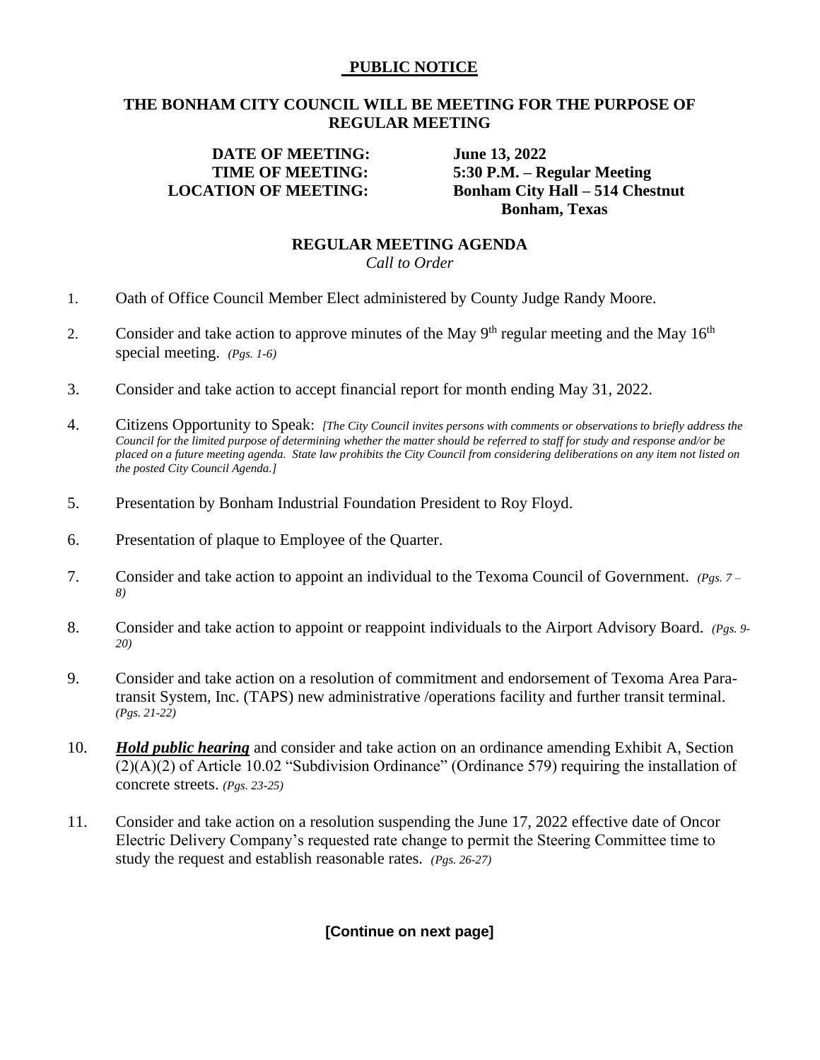**PUBLIC NOTICE**

**THE BONHAM CITY COUNCIL WILL BE MEETING FOR THE PURPOSE OF REGULAR MEETING**

**DATE OF MEETING:** **June 13, 2022**
**TIME OF MEETING:** **5:30 P.M. – Regular Meeting**
**LOCATION OF MEETING:** **Bonham City Hall – 514 Chestnut Bonham, Texas**

**REGULAR MEETING AGENDA**

*Call to Order*

1. Oath of Office Council Member Elect administered by County Judge Randy Moore.

2. Consider and take action to approve minutes of the May 9th regular meeting and the May 16th special meeting. *(Pgs. 1-6)*

3. Consider and take action to accept financial report for month ending May 31, 2022.

4. Citizens Opportunity to Speak: *[The City Council invites persons with comments or observations to briefly address the Council for the limited purpose of determining whether the matter should be referred to staff for study and response and/or be placed on a future meeting agenda. State law prohibits the City Council from considering deliberations on any item not listed on the posted City Council Agenda.]*

5. Presentation by Bonham Industrial Foundation President to Roy Floyd.

6. Presentation of plaque to Employee of the Quarter.

7. Consider and take action to appoint an individual to the Texoma Council of Government. *(Pgs. 7 – 8)*

8. Consider and take action to appoint or reappoint individuals to the Airport Advisory Board. *(Pgs. 9-20)*

9. Consider and take action on a resolution of commitment and endorsement of Texoma Area Para-transit System, Inc. (TAPS) new administrative /operations facility and further transit terminal. *(Pgs. 21-22)*

10. ***Hold public hearing*** and consider and take action on an ordinance amending Exhibit A, Section (2)(A)(2) of Article 10.02 "Subdivision Ordinance" (Ordinance 579) requiring the installation of concrete streets. *(Pgs. 23-25)*

11. Consider and take action on a resolution suspending the June 17, 2022 effective date of Oncor Electric Delivery Company's requested rate change to permit the Steering Committee time to study the request and establish reasonable rates. *(Pgs. 26-27)*

**[Continue on next page]**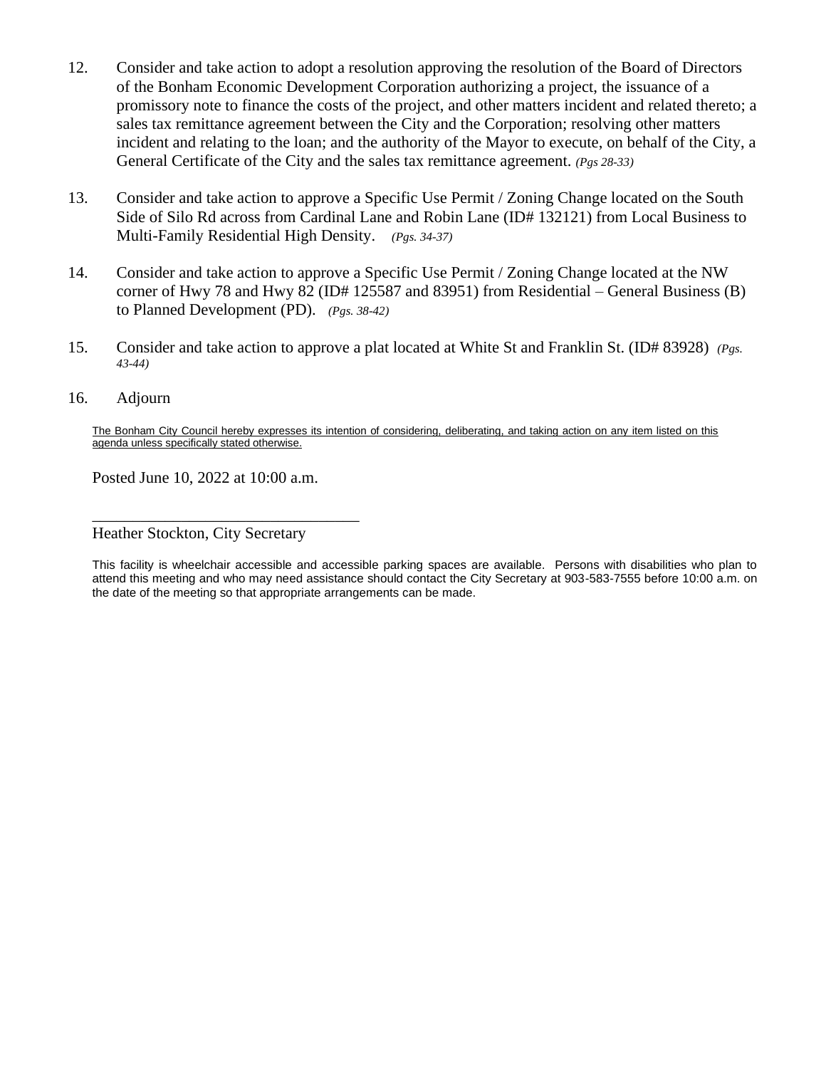12. Consider and take action to adopt a resolution approving the resolution of the Board of Directors of the Bonham Economic Development Corporation authorizing a project, the issuance of a promissory note to finance the costs of the project, and other matters incident and related thereto; a sales tax remittance agreement between the City and the Corporation; resolving other matters incident and relating to the loan; and the authority of the Mayor to execute, on behalf of the City, a General Certificate of the City and the sales tax remittance agreement. *(Pgs 28-33)*

13. Consider and take action to approve a Specific Use Permit / Zoning Change located on the South Side of Silo Rd across from Cardinal Lane and Robin Lane (ID# 132121) from Local Business to Multi-Family Residential High Density. *(Pgs. 34-37)*

14. Consider and take action to approve a Specific Use Permit / Zoning Change located at the NW corner of Hwy 78 and Hwy 82 (ID# 125587 and 83951) from Residential – General Business (B) to Planned Development (PD). *(Pgs. 38-42)*

15. Consider and take action to approve a plat located at White St and Franklin St. (ID# 83928) *(Pgs. 43-44)*

16. Adjourn

<u>The Bonham City Council hereby expresses its intention of considering, deliberating, and taking action on any item listed on this agenda unless specifically stated otherwise.</u>

Posted June 10, 2022 at 10:00 a.m.

\_\_\_\_\_\_\_\_\_\_\_\_\_\_\_\_\_\_\_\_\_\_\_\_\_\_\_\_\_\_\_\_\_\_\_

Heather Stockton, City Secretary

This facility is wheelchair accessible and accessible parking spaces are available. Persons with disabilities who plan to attend this meeting and who may need assistance should contact the City Secretary at 903-583-7555 before 10:00 a.m. on the date of the meeting so that appropriate arrangements can be made.